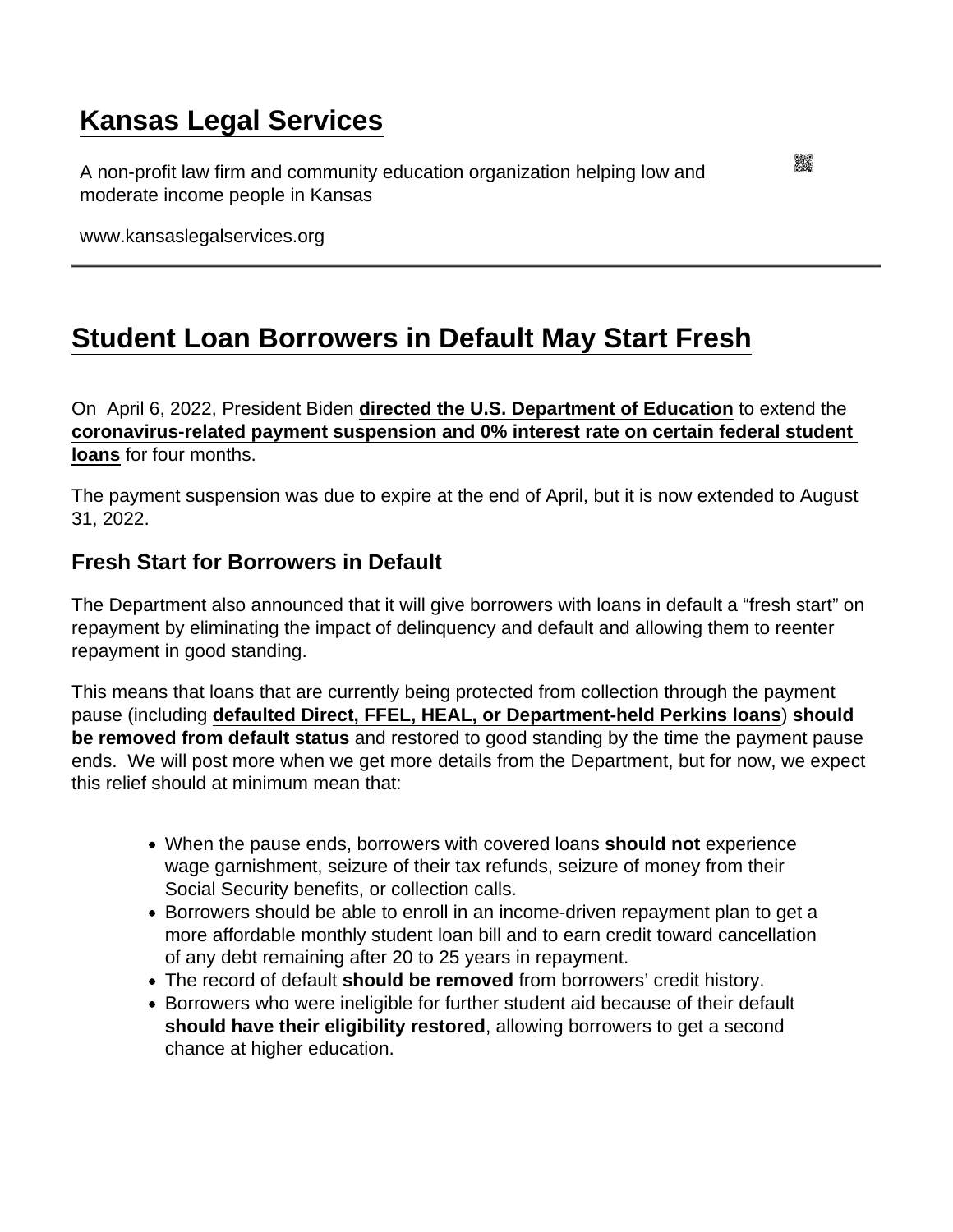# Kansas Legal Services

A non-profit law firm and community education organization helping low and moderate income people in Kansas

www.kansaslegalservices.org

## Student Loan Borrowers in Default May Start Fresh

On April 6, 2022, President Biden **directed the U.S. Department of Education** to extend the **coronavirus-related payment suspension and 0% interest rate on certain federal student loans** for four months.

The payment suspension was due to expire at the end of April, but it is now extended to August 31, 2022.

### Fresh Start for Borrowers in Default

The Department also announced that it will give borrowers with loans in default a "fresh start" on repayment by eliminating the impact of delinquency and default and allowing them to reenter repayment in good standing.

This means that loans that are currently being protected from collection through the payment pause (including **defaulted Direct, FFEL, HEAL, or Department-held Perkins loans**) **should be removed from default status** and restored to good standing by the time the payment pause ends. We will post more when we get more details from the Department, but for now, we expect this relief should at minimum mean that:

- When the pause ends, borrowers with covered loans **should not** experience wage garnishment, seizure of their tax refunds, seizure of money from their Social Security benefits, or collection calls.
- Borrowers should be able to enroll in an income-driven repayment plan to get a more affordable monthly student loan bill and to earn credit toward cancellation of any debt remaining after 20 to 25 years in repayment.
- The record of default **should be removed** from borrowers' credit history.
- Borrowers who were ineligible for further student aid because of their default **should have their eligibility restored**, allowing borrowers to get a second chance at higher education.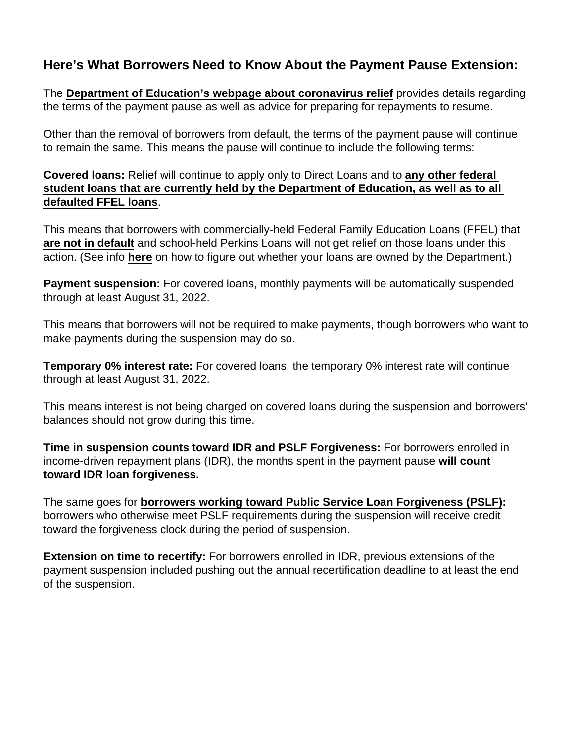## Here's What Borrowers Need to Know About the Payment Pause Extension:

The **Department of Education's webpage about coronavirus relief** provides details regarding the terms of the payment pause as well as advice for preparing for repayments to resume.

Other than the removal of borrowers from default, the terms of the payment pause will continue to remain the same. This means the pause will continue to include the following terms:

**Covered loans:** Relief will continue to apply only to Direct Loans and to **any other federal student loans that are currently held by the Department of Education, as well as to all defaulted FFEL loans**.

This means that borrowers with commercially-held Federal Family Education Loans (FFEL) that **are not in default** and school-held Perkins Loans will not get relief on those loans under this action. (See info **here** on how to figure out whether your loans are owned by the Department.)

**Payment suspension:** For covered loans, monthly payments will be automatically suspended through at least August 31, 2022.

This means that borrowers will not be required to make payments, though borrowers who want to make payments during the suspension may do so.

**Temporary 0% interest rate:** For covered loans, the temporary 0% interest rate will continue through at least August 31, 2022.

This means interest is not being charged on covered loans during the suspension and borrowers' balances should not grow during this time.

**Time in suspension counts toward IDR and PSLF Forgiveness:** For borrowers enrolled in income-driven repayment plans (IDR), the months spent in the payment pause **will count toward IDR loan forgiveness.**

The same goes for **borrowers working toward Public Service Loan Forgiveness (PSLF):** borrowers who otherwise meet PSLF requirements during the suspension will receive credit toward the forgiveness clock during the period of suspension.

**Extension on time to recertify:** For borrowers enrolled in IDR, previous extensions of the payment suspension included pushing out the annual recertification deadline to at least the end of the suspension.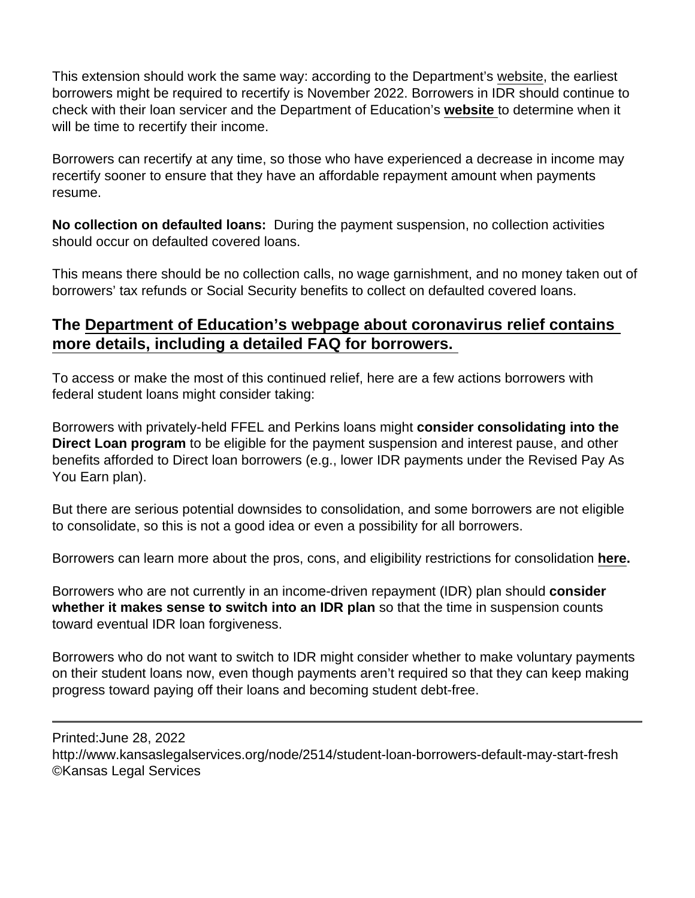This extension should work the same way: according to the Department's website, the earliest borrowers might be required to recertify is November 2022. Borrowers in IDR should continue to check with their loan servicer and the Department of Education's **website** to determine when it will be time to recertify their income.

Borrowers can recertify at any time, so those who have experienced a decrease in income may recertify sooner to ensure that they have an affordable repayment amount when payments resume.

**No collection on defaulted loans:** During the payment suspension, no collection activities should occur on defaulted covered loans.

This means there should be no collection calls, no wage garnishment, and no money taken out of borrowers' tax refunds or Social Security benefits to collect on defaulted covered loans.

### The Department of Education's webpage about coronavirus relief contains more details, including a detailed FAQ for borrowers.

To access or make the most of this continued relief, here are a few actions borrowers with federal student loans might consider taking:

Borrowers with privately-held FFEL and Perkins loans might **consider consolidating into the Direct Loan program** to be eligible for the payment suspension and interest pause, and other benefits afforded to Direct loan borrowers (e.g., lower IDR payments under the Revised Pay As You Earn plan).

But there are serious potential downsides to consolidation, and some borrowers are not eligible to consolidate, so this is not a good idea or even a possibility for all borrowers.

Borrowers can learn more about the pros, cons, and eligibility restrictions for consolidation **here.**

Borrowers who are not currently in an income-driven repayment (IDR) plan should **consider whether it makes sense to switch into an IDR plan** so that the time in suspension counts toward eventual IDR loan forgiveness.

Borrowers who do not want to switch to IDR might consider whether to make voluntary payments on their student loans now, even though payments aren't required so that they can keep making progress toward paying off their loans and becoming student debt-free.

---

Printed:June 28, 2022
http://www.kansaslegalservices.org/node/2514/student-loan-borrowers-default-may-start-fresh
©Kansas Legal Services